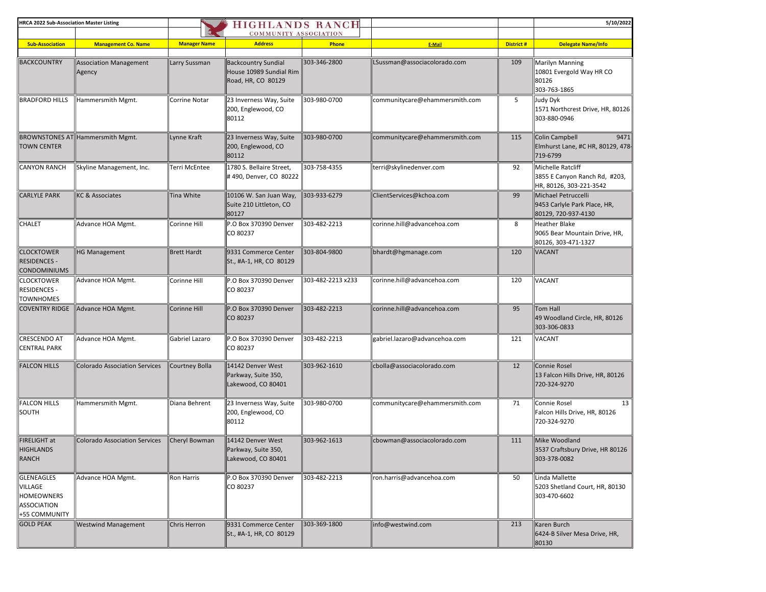HRCA 2022 Sub-Association Master Listing

HIGHLANDS RANCH COMMUNITY ASSOCIATION

5/10/2022

| Sub-Association | Management Co. Name | Manager Name | Address | Phone | E-Mail | District # | Delegate Name/Info |
|---|---|---|---|---|---|---|---|
| BACKCOUNTRY | Association Management Agency | Larry Sussman | Backcountry Sundial House 10989 Sundial Rim Road, HR, CO 80129 | 303-346-2800 | LSussman@associacolorado.com | 109 | Marilyn Manning 10801 Evergold Way HR CO 80126 303-763-1865 |
| BRADFORD HILLS | Hammersmith Mgmt. | Corrine Notar | 23 Inverness Way, Suite 200, Englewood, CO 80112 | 303-980-0700 | communitycare@ehammersmith.com | 5 | Judy Dyk 1571 Northcrest Drive, HR, 80126 303-880-0946 |
| BROWNSTONES AT TOWN CENTER | Hammersmith Mgmt. | Lynne Kraft | 23 Inverness Way, Suite 200, Englewood, CO 80112 | 303-980-0700 | communitycare@ehammersmith.com | 115 | Colin Campbell 9471 Elmhurst Lane, #C HR, 80129, 478-719-6799 |
| CANYON RANCH | Skyline Management, Inc. | Terri McEntee | 1780 S. Bellaire Street, # 490, Denver, CO 80222 | 303-758-4355 | terri@skylinedenver.com | 92 | Michelle Ratcliff 3855 E Canyon Ranch Rd, #203, HR, 80126, 303-221-3542 |
| CARLYLE PARK | KC & Associates | Tina White | 10106 W. San Juan Way, Suite 210 Littleton, CO 80127 | 303-933-6279 | ClientServices@kchoa.com | 99 | Michael Petruccelli 9453 Carlyle Park Place, HR, 80129, 720-937-4130 |
| CHALET | Advance HOA Mgmt. | Corinne Hill | P.O Box 370390 Denver CO 80237 | 303-482-2213 | corinne.hill@advancehoa.com | 8 | Heather Blake 9065 Bear Mountain Drive, HR, 80126, 303-471-1327 |
| CLOCKTOWER RESIDENCES - CONDOMINIUMS | HG Management | Brett Hardt | 9331 Commerce Center St., #A-1, HR, CO 80129 | 303-804-9800 | bhardt@hgmanage.com | 120 | VACANT |
| CLOCKTOWER RESIDENCES - TOWNHOMES | Advance HOA Mgmt. | Corinne Hill | P.O Box 370390 Denver CO 80237 | 303-482-2213 x233 | corinne.hill@advancehoa.com | 120 | VACANT |
| COVENTRY RIDGE | Advance HOA Mgmt. | Corinne Hill | P.O Box 370390 Denver CO 80237 | 303-482-2213 | corinne.hill@advancehoa.com | 95 | Tom Hall 49 Woodland Circle, HR, 80126 303-306-0833 |
| CRESCENDO AT CENTRAL PARK | Advance HOA Mgmt. | Gabriel Lazaro | P.O Box 370390 Denver CO 80237 | 303-482-2213 | gabriel.lazaro@advancehoa.com | 121 | VACANT |
| FALCON HILLS | Colorado Association Services | Courtney Bolla | 14142 Denver West Parkway, Suite 350, Lakewood, CO 80401 | 303-962-1610 | cbolla@associacolorado.com | 12 | Connie Rosel 13 Falcon Hills Drive, HR, 80126 720-324-9270 |
| FALCON HILLS SOUTH | Hammersmith Mgmt. | Diana Behrent | 23 Inverness Way, Suite 200, Englewood, CO 80112 | 303-980-0700 | communitycare@ehammersmith.com | 71 | Connie Rosel 13 Falcon Hills Drive, HR, 80126 720-324-9270 |
| FIRELIGHT at HIGHLANDS RANCH | Colorado Association Services | Cheryl Bowman | 14142 Denver West Parkway, Suite 350, Lakewood, CO 80401 | 303-962-1613 | cbowman@associacolorado.com | 111 | Mike Woodland 3537 Craftsbury Drive, HR 80126 303-378-0082 |
| GLENEAGLES VILLAGE HOMEOWNERS ASSOCIATION +55 COMMUNITY | Advance HOA Mgmt. | Ron Harris | P.O Box 370390 Denver CO 80237 | 303-482-2213 | ron.harris@advancehoa.com | 50 | Linda Mallette 5203 Shetland Court, HR, 80130 303-470-6602 |
| GOLD PEAK | Westwind Management | Chris Herron | 9331 Commerce Center St., #A-1, HR, CO 80129 | 303-369-1800 | info@westwind.com | 213 | Karen Burch 6424-B Silver Mesa Drive, HR, 80130 |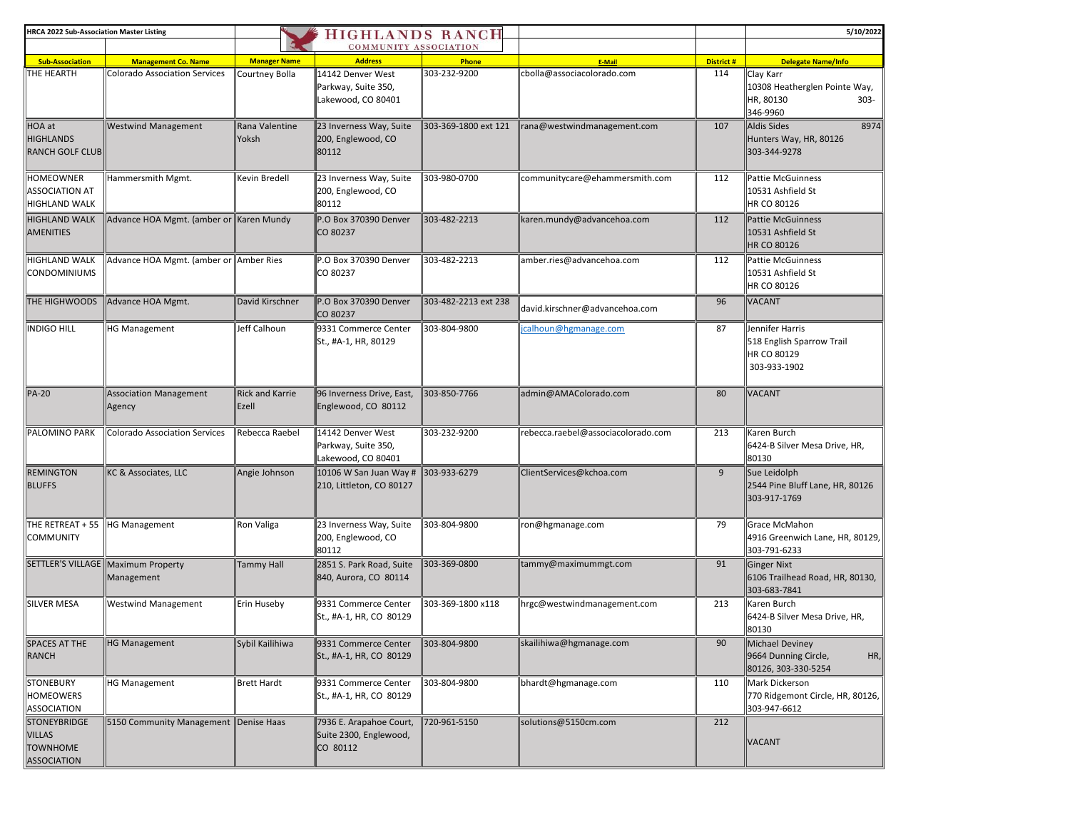HRCA 2022 Sub-Association Master Listing

HIGHLANDS RANCH COMMUNITY ASSOCIATION

5/10/2022

| Sub-Association | Management Co. Name | Manager Name | Address | Phone | E-Mail | District # | Delegate Name/Info |
|---|---|---|---|---|---|---|---|
| THE HEARTH | Colorado Association Services | Courtney Bolla | 14142 Denver West Parkway, Suite 350, Lakewood, CO 80401 | 303-232-9200 | cbolla@associacolorado.com | 114 | Clay Karr 10308 Heatherglen Pointe Way, HR, 80130 303-346-9960 |
| HOA at HIGHLANDS RANCH GOLF CLUB | Westwind Management | Rana Valentine Yoksh | 23 Inverness Way, Suite 200, Englewood, CO 80112 | 303-369-1800 ext 121 | rana@westwindmanagement.com | 107 | Aldis Sides 8974 Hunters Way, HR, 80126 303-344-9278 |
| HOMEOWNER ASSOCIATION AT HIGHLAND WALK | Hammersmith Mgmt. | Kevin Bredell | 23 Inverness Way, Suite 200, Englewood, CO 80112 | 303-980-0700 | communitycare@ehammersmith.com | 112 | Pattie McGuinness 10531 Ashfield St HR CO 80126 |
| HIGHLAND WALK AMENITIES | Advance HOA Mgmt. (amber or | Karen Mundy | P.O Box 370390 Denver CO 80237 | 303-482-2213 | karen.mundy@advancehoa.com | 112 | Pattie McGuinness 10531 Ashfield St HR CO 80126 |
| HIGHLAND WALK CONDOMINIUMS | Advance HOA Mgmt. (amber or | Amber Ries | P.O Box 370390 Denver CO 80237 | 303-482-2213 | amber.ries@advancehoa.com | 112 | Pattie McGuinness 10531 Ashfield St HR CO 80126 |
| THE HIGHWOODS | Advance HOA Mgmt. | David Kirschner | P.O Box 370390 Denver CO 80237 | 303-482-2213 ext 238 | david.kirschner@advancehoa.com | 96 | VACANT |
| INDIGO HILL | HG Management | Jeff Calhoun | 9331 Commerce Center St., #A-1, HR, 80129 | 303-804-9800 | jcalhoun@hgmanage.com | 87 | Jennifer Harris 518 English Sparrow Trail HR CO 80129 303-933-1902 |
| PA-20 | Association Management Agency | Rick and Karrie Ezell | 96 Inverness Drive, East, Englewood, CO 80112 | 303-850-7766 | admin@AMAColorado.com | 80 | VACANT |
| PALOMINO PARK | Colorado Association Services | Rebecca Raebel | 14142 Denver West Parkway, Suite 350, Lakewood, CO 80401 | 303-232-9200 | rebecca.raebel@associacolorado.com | 213 | Karen Burch 6424-B Silver Mesa Drive, HR, 80130 |
| REMINGTON BLUFFS | KC & Associates, LLC | Angie Johnson | 10106 W San Juan Way # 210, Littleton, CO 80127 | 303-933-6279 | ClientServices@kchoa.com | 9 | Sue Leidolph 2544 Pine Bluff Lane, HR, 80126 303-917-1769 |
| THE RETREAT + 55 COMMUNITY | HG Management | Ron Valiga | 23 Inverness Way, Suite 200, Englewood, CO 80112 | 303-804-9800 | ron@hgmanage.com | 79 | Grace McMahon 4916 Greenwich Lane, HR, 80129, 303-791-6233 |
| SETTLER'S VILLAGE | Maximum Property Management | Tammy Hall | 2851 S. Park Road, Suite 840, Aurora, CO 80114 | 303-369-0800 | tammy@maximummgt.com | 91 | Ginger Nixt 6106 Trailhead Road, HR, 80130, 303-683-7841 |
| SILVER MESA | Westwind Management | Erin Huseby | 9331 Commerce Center St., #A-1, HR, CO 80129 | 303-369-1800 x118 | hrgc@westwindmanagement.com | 213 | Karen Burch 6424-B Silver Mesa Drive, HR, 80130 |
| SPACES AT THE RANCH | HG Management | Sybil Kailihiwa | 9331 Commerce Center St., #A-1, HR, CO 80129 | 303-804-9800 | skailihiwa@hgmanage.com | 90 | Michael Deviney 9664 Dunning Circle, HR, 80126, 303-330-5254 |
| STONEBURY HOMEOWERS ASSOCIATION | HG Management | Brett Hardt | 9331 Commerce Center St., #A-1, HR, CO 80129 | 303-804-9800 | bhardt@hgmanage.com | 110 | Mark Dickerson 770 Ridgemont Circle, HR, 80126, 303-947-6612 |
| STONEYBRIDGE VILLAS TOWNHOME ASSOCIATION | 5150 Community Management | Denise Haas | 7936 E. Arapahoe Court, Suite 2300, Englewood, CO 80112 | 720-961-5150 | solutions@5150cm.com | 212 | VACANT |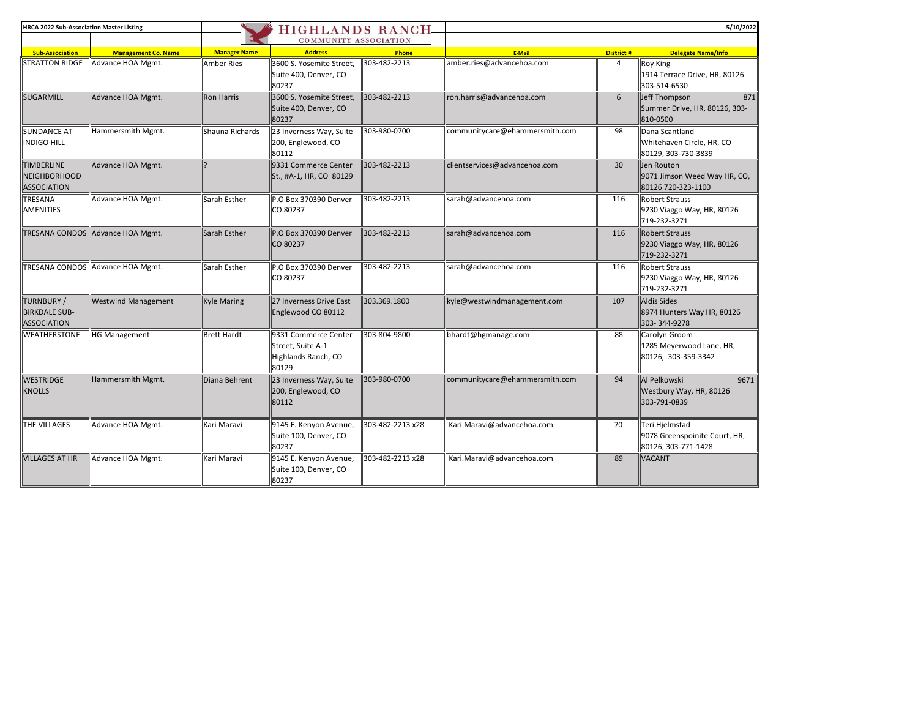HRCA 2022 Sub-Association Master Listing

HIGHLANDS RANCH COMMUNITY ASSOCIATION

5/10/2022

| Sub-Association | Management Co. Name | Manager Name | Address | Phone | E-Mail | District # | Delegate Name/Info |
|---|---|---|---|---|---|---|---|
| STRATTON RIDGE | Advance HOA Mgmt. | Amber Ries | 3600 S. Yosemite Street, Suite 400, Denver, CO 80237 | 303-482-2213 | amber.ries@advancehoa.com | 4 | Roy King 1914 Terrace Drive, HR, 80126 303-514-6530 |
| SUGARMILL | Advance HOA Mgmt. | Ron Harris | 3600 S. Yosemite Street, Suite 400, Denver, CO 80237 | 303-482-2213 | ron.harris@advancehoa.com | 6 | Jeff Thompson 871 Summer Drive, HR, 80126, 303-810-0500 |
| SUNDANCE AT INDIGO HILL | Hammersmith Mgmt. | Shauna Richards | 23 Inverness Way, Suite 200, Englewood, CO 80112 | 303-980-0700 | communitycare@ehammersmith.com | 98 | Dana Scantland Whitehaven Circle, HR, CO 80129, 303-730-3839 |
| TIMBERLINE NEIGHBORHOOD ASSOCIATION | Advance HOA Mgmt. | ? | 9331 Commerce Center St., #A-1, HR, CO 80129 | 303-482-2213 | clientservices@advancehoa.com | 30 | Jen Routon 9071 Jimson Weed Way HR, CO, 80126 720-323-1100 |
| TRESANA AMENITIES | Advance HOA Mgmt. | Sarah Esther | P.O Box 370390 Denver CO 80237 | 303-482-2213 | sarah@advancehoa.com | 116 | Robert Strauss 9230 Viaggo Way, HR, 80126 719-232-3271 |
| TRESANA CONDOS | Advance HOA Mgmt. | Sarah Esther | P.O Box 370390 Denver CO 80237 | 303-482-2213 | sarah@advancehoa.com | 116 | Robert Strauss 9230 Viaggo Way, HR, 80126 719-232-3271 |
| TRESANA CONDOS | Advance HOA Mgmt. | Sarah Esther | P.O Box 370390 Denver CO 80237 | 303-482-2213 | sarah@advancehoa.com | 116 | Robert Strauss 9230 Viaggo Way, HR, 80126 719-232-3271 |
| TURNBURY / BIRKDALE SUB-ASSOCIATION | Westwind Management | Kyle Maring | 27 Inverness Drive East Englewood CO 80112 | 303.369.1800 | kyle@westwindmanagement.com | 107 | Aldis Sides 8974 Hunters Way HR, 80126 303- 344-9278 |
| WEATHERSTONE | HG Management | Brett Hardt | 9331 Commerce Center Street, Suite A-1 Highlands Ranch, CO 80129 | 303-804-9800 | bhardt@hgmanage.com | 88 | Carolyn Groom 1285 Meyerwood Lane, HR, 80126, 303-359-3342 |
| WESTRIDGE KNOLLS | Hammersmith Mgmt. | Diana Behrent | 23 Inverness Way, Suite 200, Englewood, CO 80112 | 303-980-0700 | communitycare@ehammersmith.com | 94 | Al Pelkowski 9671 Westbury Way, HR, 80126 303-791-0839 |
| THE VILLAGES | Advance HOA Mgmt. | Kari Maravi | 9145 E. Kenyon Avenue, Suite 100, Denver, CO 80237 | 303-482-2213 x28 | Kari.Maravi@advancehoa.com | 70 | Teri Hjelmstad 9078 Greenspoinite Court, HR, 80126, 303-771-1428 |
| VILLAGES AT HR | Advance HOA Mgmt. | Kari Maravi | 9145 E. Kenyon Avenue, Suite 100, Denver, CO 80237 | 303-482-2213 x28 | Kari.Maravi@advancehoa.com | 89 | VACANT |